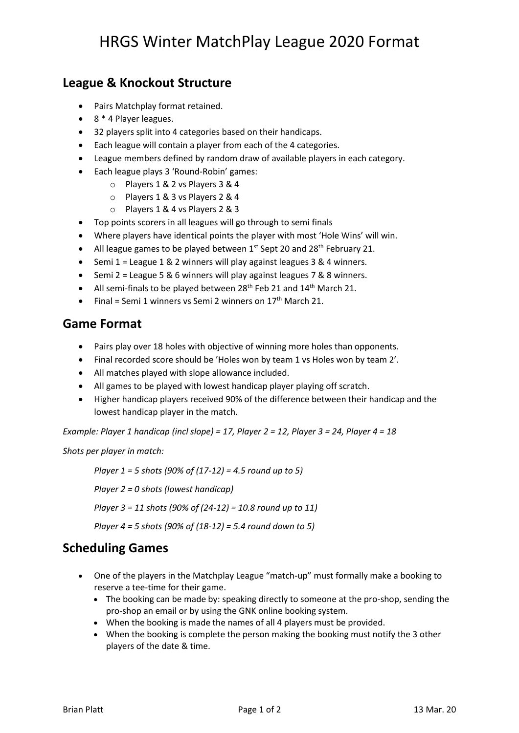# HRGS Winter MatchPlay League 2020 Format

## League & Knockout Structure

- Pairs Matchplay format retained.
- 8 * 4 Player leagues.
- 32 players split into 4 categories based on their handicaps.
- Each league will contain a player from each of the 4 categories.
- League members defined by random draw of available players in each category.
- Each league plays 3 'Round-Robin' games:
  - Players 1 & 2 vs Players 3 & 4
  - Players 1 & 3 vs Players 2 & 4
  - Players 1 & 4 vs Players 2 & 3
- Top points scorers in all leagues will go through to semi finals
- Where players have identical points the player with most 'Hole Wins' will win.
- All league games to be played between 1st Sept 20 and 28th February 21.
- Semi 1 = League 1 & 2 winners will play against leagues 3 & 4 winners.
- Semi 2 = League 5 & 6 winners will play against leagues 7 & 8 winners.
- All semi-finals to be played between 28th Feb 21 and 14th March 21.
- Final = Semi 1 winners vs Semi 2 winners on 17th March 21.

## Game Format

- Pairs play over 18 holes with objective of winning more holes than opponents.
- Final recorded score should be 'Holes won by team 1 vs Holes won by team 2'.
- All matches played with slope allowance included.
- All games to be played with lowest handicap player playing off scratch.
- Higher handicap players received 90% of the difference between their handicap and the lowest handicap player in the match.

*Example: Player 1 handicap (incl slope) = 17, Player 2 = 12, Player 3 = 24, Player 4 = 18*

*Shots per player in match:*

> *Player 1 = 5 shots (90% of (17-12) = 4.5 round up to 5)*
>
> *Player 2 = 0 shots (lowest handicap)*
>
> *Player 3 = 11 shots (90% of (24-12) = 10.8 round up to 11)*
>
> *Player 4 = 5 shots (90% of (18-12) = 5.4 round down to 5)*

## Scheduling Games

- One of the players in the Matchplay League "match-up" must formally make a booking to reserve a tee-time for their game.
  - The booking can be made by: speaking directly to someone at the pro-shop, sending the pro-shop an email or by using the GNK online booking system.
  - When the booking is made the names of all 4 players must be provided.
  - When the booking is complete the person making the booking must notify the 3 other players of the date & time.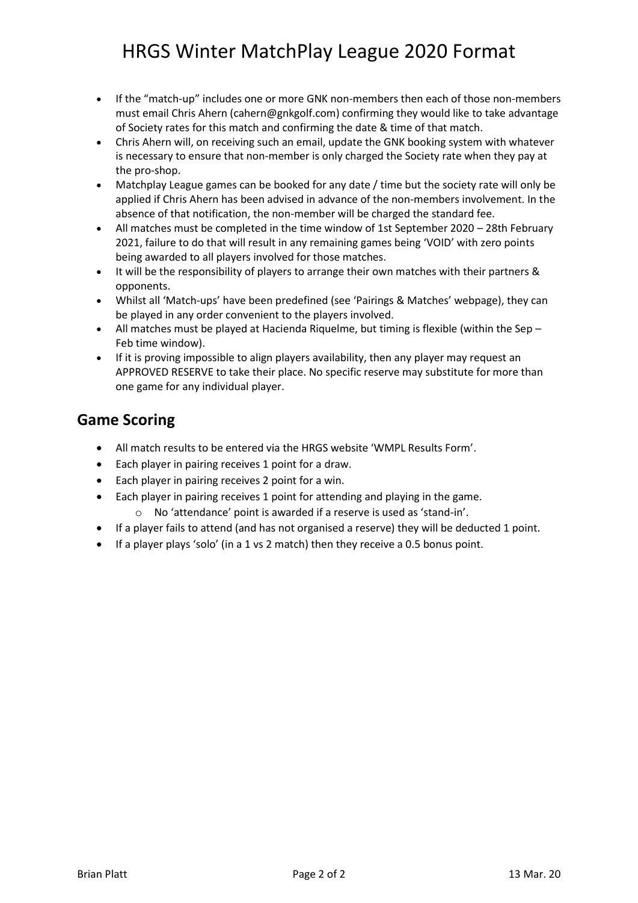- If the "match-up" includes one or more GNK non-members then each of those non-members must email Chris Ahern (cahern@gnkgolf.com) confirming they would like to take advantage of Society rates for this match and confirming the date & time of that match.
- Chris Ahern will, on receiving such an email, update the GNK booking system with whatever is necessary to ensure that non-member is only charged the Society rate when they pay at the pro-shop.
- Matchplay League games can be booked for any date / time but the society rate will only be applied if Chris Ahern has been advised in advance of the non-members involvement. In the absence of that notification, the non-member will be charged the standard fee.
- All matches must be completed in the time window of 1st September 2020 – 28th February 2021, failure to do that will result in any remaining games being 'VOID' with zero points being awarded to all players involved for those matches.
- It will be the responsibility of players to arrange their own matches with their partners & opponents.
- Whilst all 'Match-ups' have been predefined (see 'Pairings & Matches' webpage), they can be played in any order convenient to the players involved.
- All matches must be played at Hacienda Riquelme, but timing is flexible (within the Sep – Feb time window).
- If it is proving impossible to align players availability, then any player may request an APPROVED RESERVE to take their place. No specific reserve may substitute for more than one game for any individual player.

## Game Scoring

- All match results to be entered via the HRGS website 'WMPL Results Form'.
- Each player in pairing receives 1 point for a draw.
- Each player in pairing receives 2 point for a win.
- Each player in pairing receives 1 point for attending and playing in the game.
  - No 'attendance' point is awarded if a reserve is used as 'stand-in'.
- If a player fails to attend (and has not organised a reserve) they will be deducted 1 point.
- If a player plays 'solo' (in a 1 vs 2 match) then they receive a 0.5 bonus point.